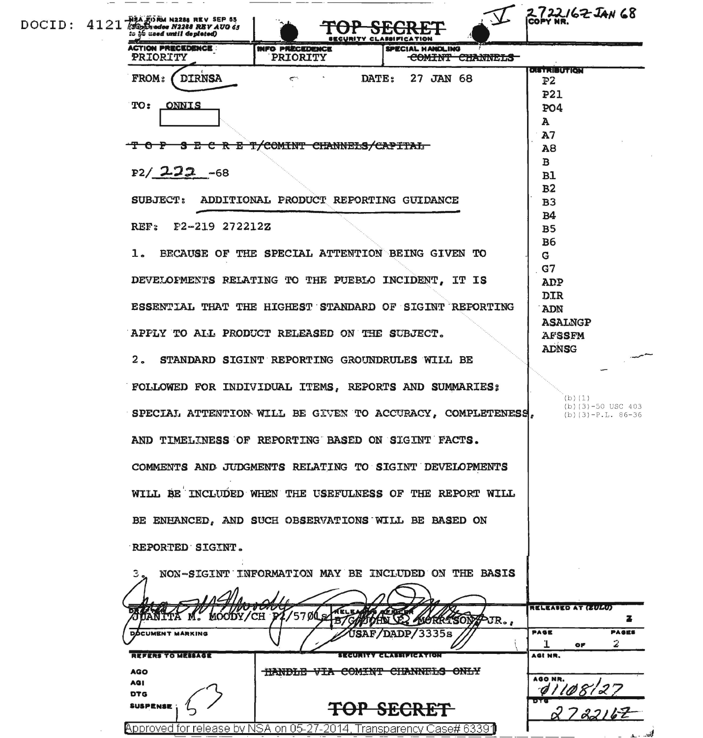DOCID: 4121

NSA FORM N2288 REV SEP 65 (Supersedes N2288 REV AUG 65 to be used until depleted)

~~TOP SECRET~~
SECURITY CLASSIFICATION

V 272216Z JAN 68
COPY NR.

| ACTION PRECEDENCE | INFO PRECEDENCE | SPECIAL HANDLING |
|---|---|---|
| PRIORITY | PRIORITY | ~~COMINT CHANNELS~~ |

FROM: DIRNSA    DATE: 27 JAN 68

TO: ONNIS [redacted]

~~T O P S E C R E T/COMINT CHANNELS/CAPITAL~~

P2/ 222 -68

SUBJECT: ADDITIONAL PRODUCT REPORTING GUIDANCE

REF: P2-219 272212Z

1. BECAUSE OF THE SPECIAL ATTENTION BEING GIVEN TO DEVELOPMENTS RELATING TO THE PUEBLO INCIDENT, IT IS ESSENTIAL THAT THE HIGHEST STANDARD OF SIGINT REPORTING APPLY TO ALL PRODUCT RELEASED ON THE SUBJECT.

2. STANDARD SIGINT REPORTING GROUNDRULES WILL BE FOLLOWED FOR INDIVIDUAL ITEMS, REPORTS AND SUMMARIES; SPECIAL ATTENTION WILL BE GIVEN TO ACCURACY, COMPLETENESS, AND TIMELINESS OF REPORTING BASED ON SIGINT FACTS. COMMENTS AND JUDGMENTS RELATING TO SIGINT DEVELOPMENTS WILL BE INCLUDED WHEN THE USEFULNESS OF THE REPORT WILL BE ENHANCED, AND SUCH OBSERVATIONS WILL BE BASED ON REPORTED SIGINT.

3. NON-SIGINT INFORMATION MAY BE INCLUDED ON THE BASIS

DISTRIBUTION
P2
P21
P04
A
A7
A8
B
B1
B2
B3
B4
B5
B6
G
G7
ADP
DIR
ADN
ASALNGP
AFSSFM
ADNSG

(b)(1)
(b)(3)-50 USC 403
(b)(3)-P.L. 86-36

DRAFTER: JUANITA M. MOODY/CH P2/5701s

RELEASING OFFICER: B/GEN JOHN E. MORRISON, JR., USAF/DADP/3335s

DOCUMENT MARKING

RELEASED AT (ZULU) Z

PAGE 1 OF PAGES 2

REFERS TO MESSAGE
AGO
AGI
DTG
SUSPENSE

SECURITY CLASSIFICATION
~~HANDLE VIA COMINT CHANNELS ONLY~~

~~TOP SECRET~~

AGI NR.

AGO NR. 01108/27

DTG 272216Z

Approved for release by NSA on 05-27-2014, Transparency Case# 63391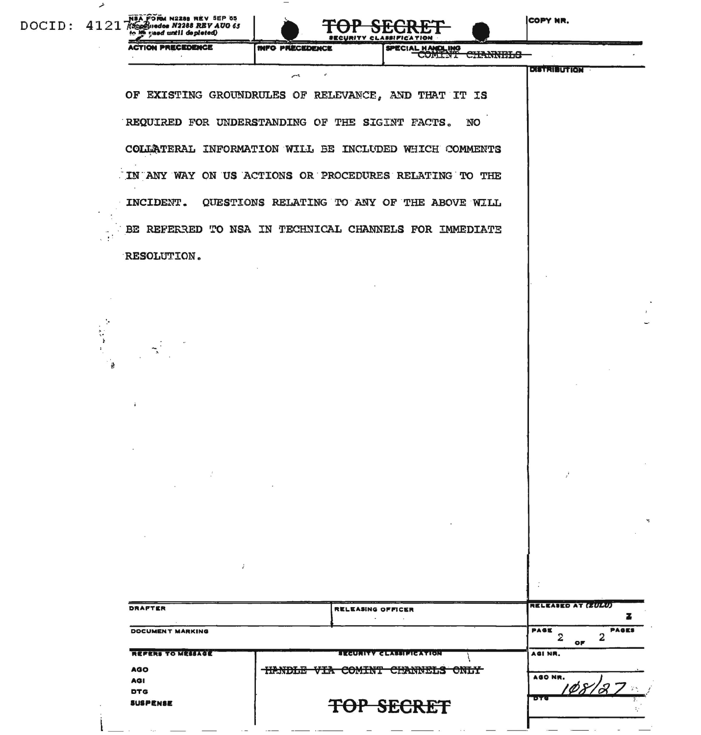DOCID: 4121

NSA FORM N2288 REV SEP 65 (Supersedes N2288 REV AUG 65 to be used until depleted)

~~TOP SECRET~~

SECURITY CLASSIFICATION

COPY NR.

| ACTION PRECEDENCE | INFO PRECEDENCE | SPECIAL HANDLING ~~COMINT CHANNELS~~ |
|---|---|---|

DISTRIBUTION

OF EXISTING GROUNDRULES OF RELEVANCE, AND THAT IT IS REQUIRED FOR UNDERSTANDING OF THE SIGINT FACTS. NO COLLATERAL INFORMATION WILL BE INCLUDED WHICH COMMENTS IN ANY WAY ON US ACTIONS OR PROCEDURES RELATING TO THE INCIDENT. QUESTIONS RELATING TO ANY OF THE ABOVE WILL BE REFERRED TO NSA IN TECHNICAL CHANNELS FOR IMMEDIATE RESOLUTION.

| DRAFTER | RELEASING OFFICER | RELEASED AT (ZULU) Z |
|---|---|---|
| DOCUMENT MARKING | | PAGE 2 OF 2 PAGES |
| REFERS TO MESSAGE AGO AGI DTG SUSPENSE | SECURITY CLASSIFICATION ~~HANDLE VIA COMINT CHANNELS ONLY~~ ~~TOP SECRET~~ | AGI NR. AGO NR. 108/27 DTG |